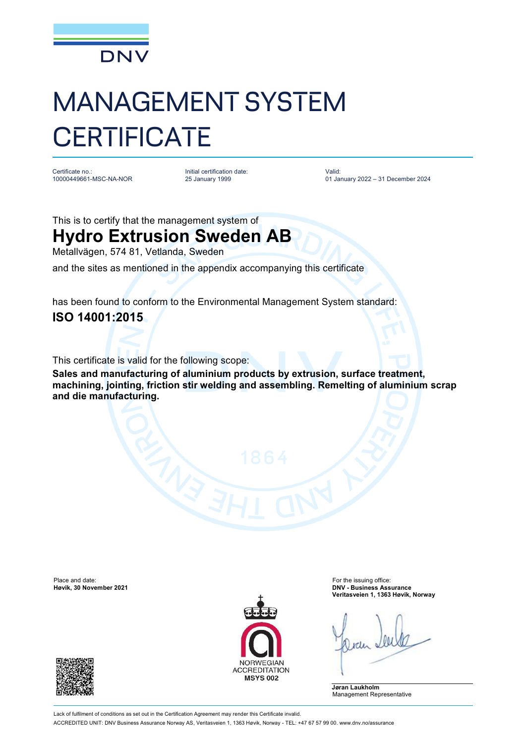DNV

# MANAGEMENT SYSTEM CERTIFICATE

| Certificate no.: | Initial certification date: | Valid: |
| --- | --- | --- |
| 10000449661-MSC-NA-NOR | 25 January 1999 | 01 January 2022 – 31 December 2024 |

This is to certify that the management system of

## Hydro Extrusion Sweden AB

Metallvägen, 574 81, Vetlanda, Sweden

and the sites as mentioned in the appendix accompanying this certificate

has been found to conform to the Environmental Management System standard:

## ISO 14001:2015

This certificate is valid for the following scope:

**Sales and manufacturing of aluminium products by extrusion, surface treatment, machining, jointing, friction stir welding and assembling. Remelting of aluminium scrap and die manufacturing.**

Place and date:
**Høvik, 30 November 2021**

For the issuing office:
**DNV - Business Assurance**
**Veritasveien 1, 1363 Høvik, Norway**

NORWEGIAN ACCREDITATION
**MSYS 002**

**Jøran Laukholm**
Management Representative

Lack of fulfilment of conditions as set out in the Certification Agreement may render this Certificate invalid.

ACCREDITED UNIT: DNV Business Assurance Norway AS, Veritasveien 1, 1363 Høvik, Norway - TEL: +47 67 57 99 00. www.dnv.no/assurance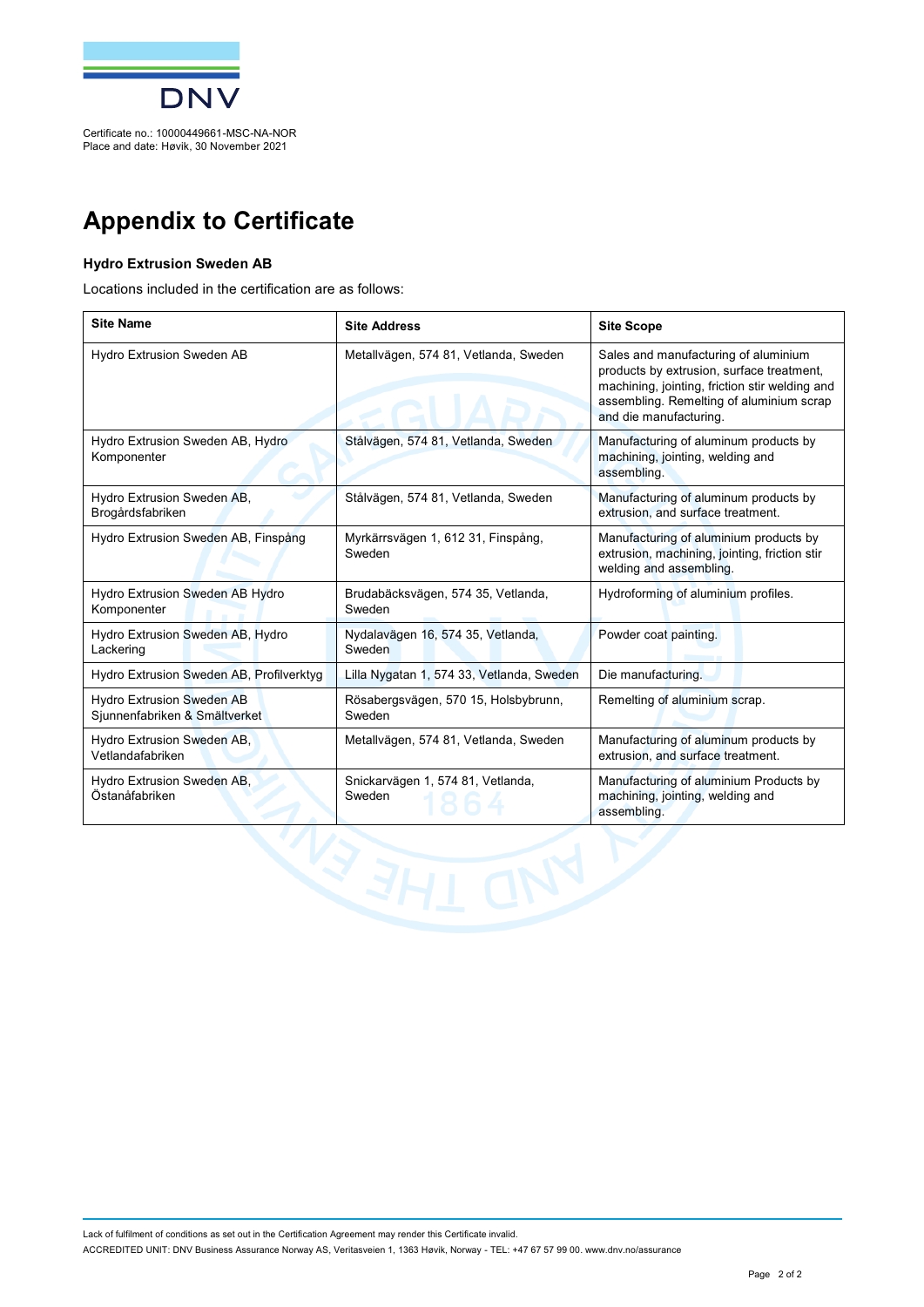Certificate no.: 10000449661-MSC-NA-NOR
Place and date: Høvik, 30 November 2021

# Appendix to Certificate

**Hydro Extrusion Sweden AB**

Locations included in the certification are as follows:

| Site Name | Site Address | Site Scope |
|---|---|---|
| Hydro Extrusion Sweden AB | Metallvägen, 574 81, Vetlanda, Sweden | Sales and manufacturing of aluminium products by extrusion, surface treatment, machining, jointing, friction stir welding and assembling. Remelting of aluminium scrap and die manufacturing. |
| Hydro Extrusion Sweden AB, Hydro Komponenter | Stålvägen, 574 81, Vetlanda, Sweden | Manufacturing of aluminum products by machining, jointing, welding and assembling. |
| Hydro Extrusion Sweden AB, Brogårdsfabriken | Stålvägen, 574 81, Vetlanda, Sweden | Manufacturing of aluminum products by extrusion, and surface treatment. |
| Hydro Extrusion Sweden AB, Finspång | Myrkärrsvägen 1, 612 31, Finspång, Sweden | Manufacturing of aluminium products by extrusion, machining, jointing, friction stir welding and assembling. |
| Hydro Extrusion Sweden AB Hydro Komponenter | Brudabäcksvägen, 574 35, Vetlanda, Sweden | Hydroforming of aluminium profiles. |
| Hydro Extrusion Sweden AB, Hydro Lackering | Nydalavägen 16, 574 35, Vetlanda, Sweden | Powder coat painting. |
| Hydro Extrusion Sweden AB, Profilverktyg | Lilla Nygatan 1, 574 33, Vetlanda, Sweden | Die manufacturing. |
| Hydro Extrusion Sweden AB Sjunnenfabriken & Smältverket | Rösabergsvägen, 570 15, Holsbybrunn, Sweden | Remelting of aluminium scrap. |
| Hydro Extrusion Sweden AB, Vetlandafabriken | Metallvägen, 574 81, Vetlanda, Sweden | Manufacturing of aluminum products by extrusion, and surface treatment. |
| Hydro Extrusion Sweden AB, Östanåfabriken | Snickarvägen 1, 574 81, Vetlanda, Sweden | Manufacturing of aluminium Products by machining, jointing, welding and assembling. |

Lack of fulfilment of conditions as set out in the Certification Agreement may render this Certificate invalid.

ACCREDITED UNIT: DNV Business Assurance Norway AS, Veritasveien 1, 1363 Høvik, Norway - TEL: +47 67 57 99 00. www.dnv.no/assurance